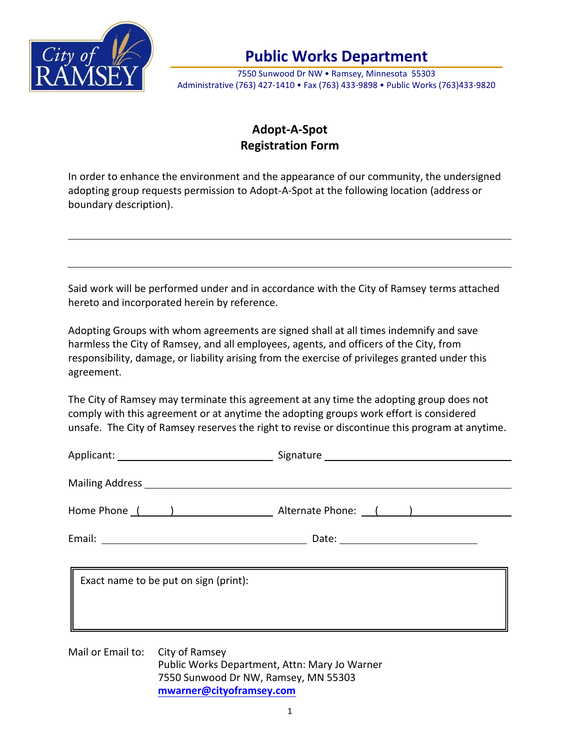# Public Works Department

7550 Sunwood Dr NW • Ramsey, Minnesota 55303
Administrative (763) 427-1410 • Fax (763) 433-9898 • Public Works (763)433-9820

## Adopt-A-Spot
## Registration Form

In order to enhance the environment and the appearance of our community, the undersigned adopting group requests permission to Adopt-A-Spot at the following location (address or boundary description).

_______________________________________________________________________________

_______________________________________________________________________________

Said work will be performed under and in accordance with the City of Ramsey terms attached hereto and incorporated herein by reference.

Adopting Groups with whom agreements are signed shall at all times indemnify and save harmless the City of Ramsey, and all employees, agents, and officers of the City, from responsibility, damage, or liability arising from the exercise of privileges granted under this agreement.

The City of Ramsey may terminate this agreement at any time the adopting group does not comply with this agreement or at anytime the adopting groups work effort is considered unsafe. The City of Ramsey reserves the right to revise or discontinue this program at anytime.

Applicant: ____________________________ Signature ______________________________

Mailing Address ________________________________________________________________

Home Phone ( ) ____________________ Alternate Phone: ( ) ____________________

Email: ____________________________________ Date: ________________________

| Exact name to be put on sign (print): |
|---|
| |

Mail or Email to: City of Ramsey
Public Works Department, Attn: Mary Jo Warner
7550 Sunwood Dr NW, Ramsey, MN 55303
**mwarner@cityofframsey.com**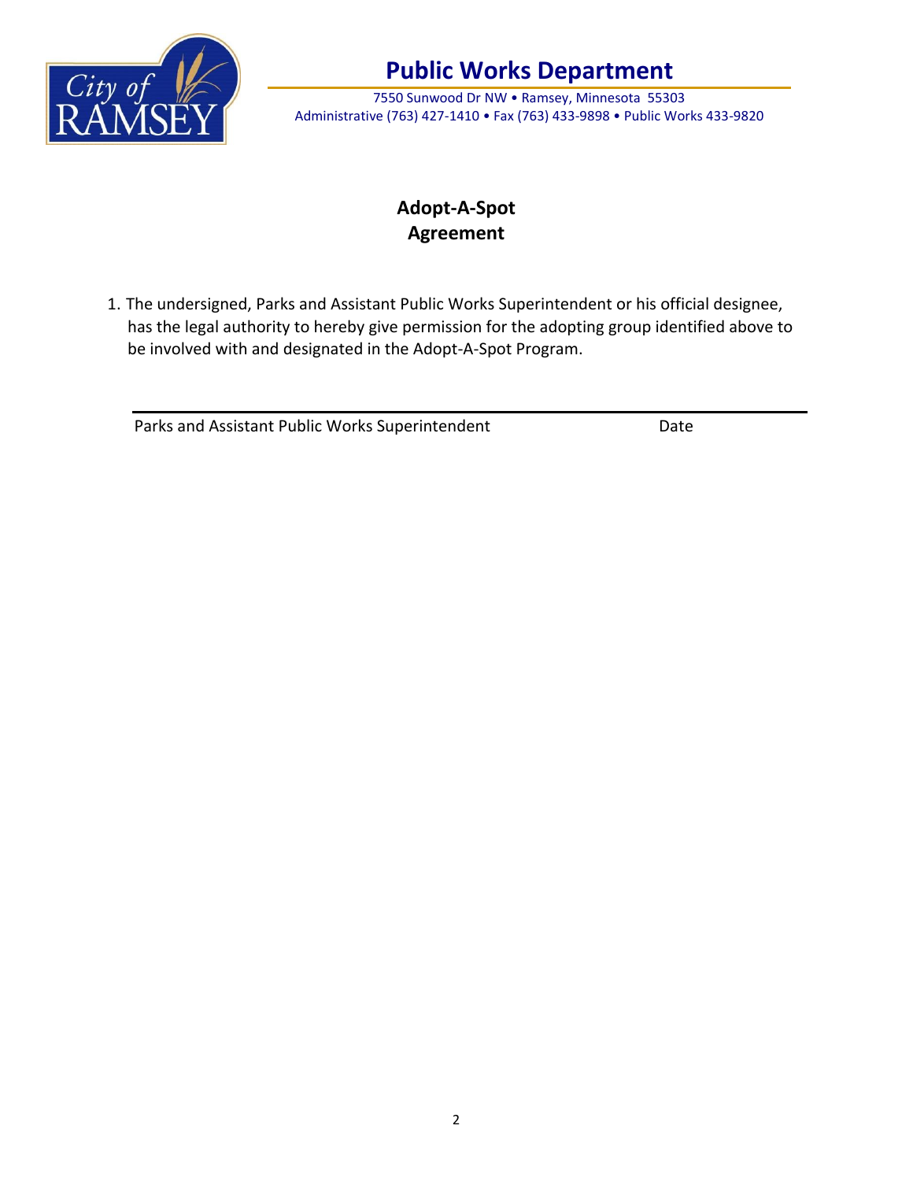# Public Works Department

7550 Sunwood Dr NW • Ramsey, Minnesota 55303
Administrative (763) 427-1410 • Fax (763) 433-9898 • Public Works 433-9820

## Adopt-A-Spot
## Agreement

1. The undersigned, Parks and Assistant Public Works Superintendent or his official designee, has the legal authority to hereby give permission for the adopting group identified above to be involved with and designated in the Adopt-A-Spot Program.

_______________________________________________

Parks and Assistant Public Works Superintendent Date